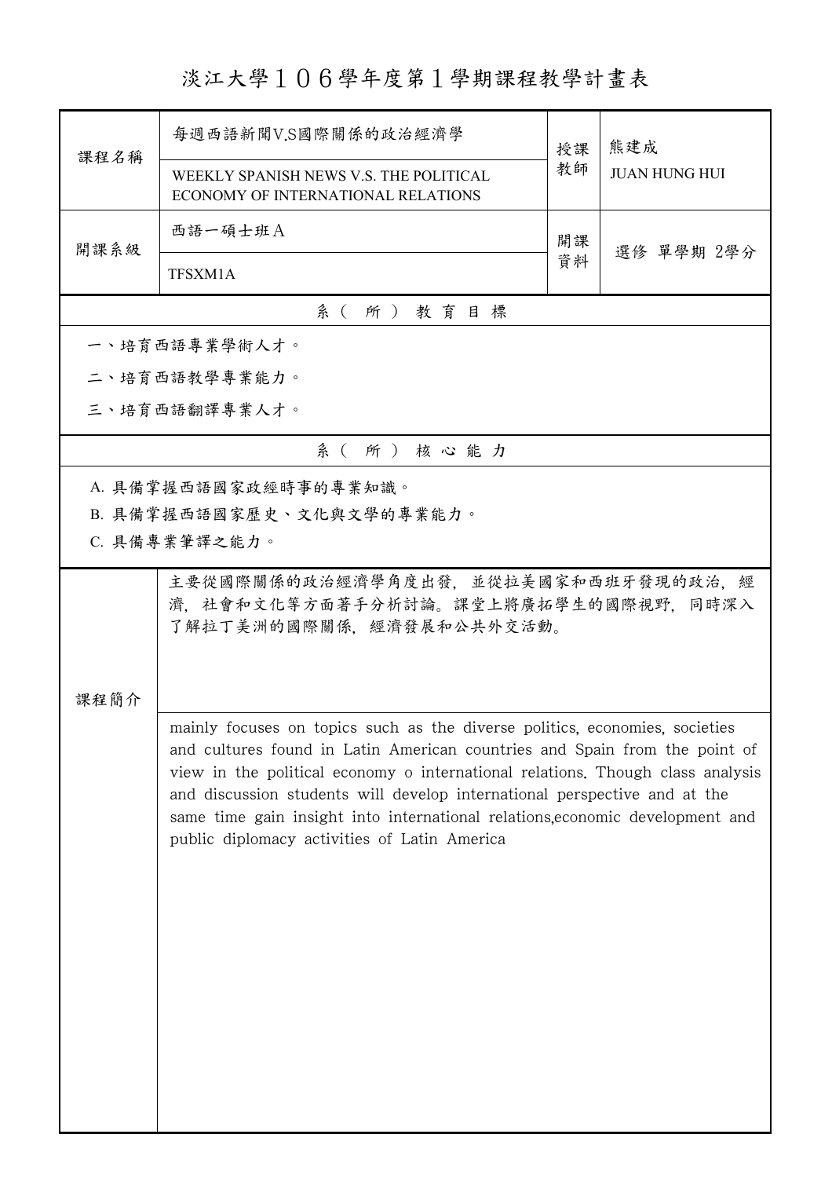# 淡江大學１０６學年度第１學期課程教學計畫表

| 課程名稱 | 每週西語新聞V.S國際關係的政治經濟學<br>WEEKLY SPANISH NEWS V.S. THE POLITICAL ECONOMY OF INTERNATIONAL RELATIONS | 授課教師 | 熊建成<br>JUAN HUNG HUI |
|---|---|---|---|
| 開課系級 | 西語一碩士班Ａ<br>TFSXM1A | 開課資料 | 選修 單學期 2學分 |

## 系（所）教育目標

一、培育西語專業學術人才。

二、培育西語教學專業能力。

三、培育西語翻譯專業人才。

## 系（所）核心能力

A. 具備掌握西語國家政經時事的專業知識。

B. 具備掌握西語國家歷史、文化與文學的專業能力。

C. 具備專業筆譯之能力。

## 課程簡介

主要從國際關係的政治經濟學角度出發，並從拉美國家和西班牙發現的政治，經濟，社會和文化等方面著手分析討論。課堂上將廣拓學生的國際視野，同時深入了解拉丁美洲的國際關係，經濟發展和公共外交活動。

mainly focuses on topics such as the diverse politics, economies, societies and cultures found in Latin American countries and Spain from the point of view in the political economy o international relations. Though class analysis and discussion students will develop international perspective and at the same time gain insight into international relations,economic development and public diplomacy activities of Latin America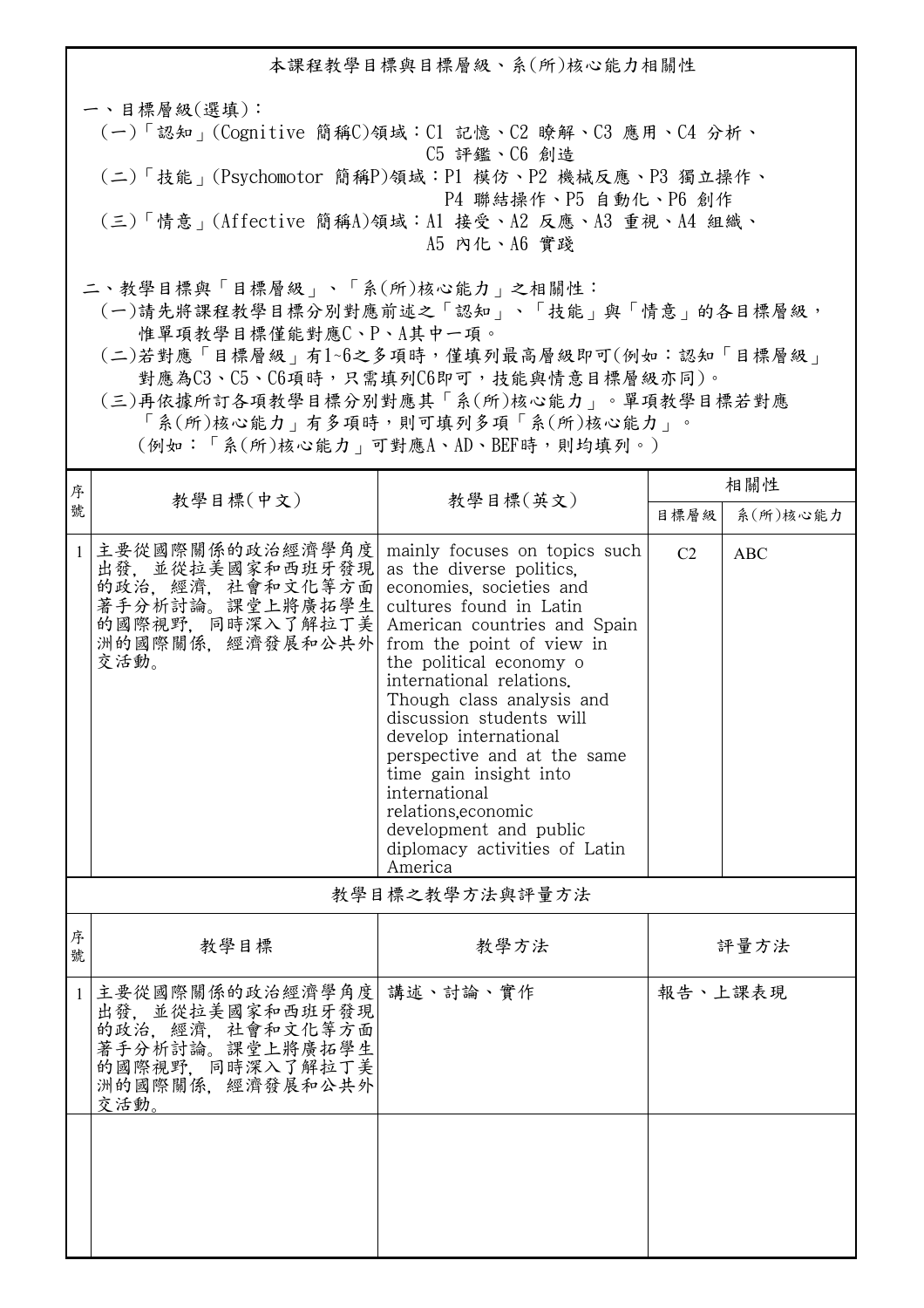## 本課程教學目標與目標層級、系(所)核心能力相關性

一、目標層級(選填)：

(一)「認知」(Cognitive 簡稱C)領域：C1 記憶、C2 瞭解、C3 應用、C4 分析、C5 評鑑、C6 創造

(二)「技能」(Psychomotor 簡稱P)領域：P1 模仿、P2 機械反應、P3 獨立操作、P4 聯結操作、P5 自動化、P6 創作

(三)「情意」(Affective 簡稱A)領域：A1 接受、A2 反應、A3 重視、A4 組織、A5 內化、A6 實踐

二、教學目標與「目標層級」、「系(所)核心能力」之相關性：

(一)請先將課程教學目標分別對應前述之「認知」、「技能」與「情意」的各目標層級，惟單項教學目標僅能對應C、P、A其中一項。

(二)若對應「目標層級」有1~6之多項時，僅填列最高層級即可(例如：認知「目標層級」對應為C3、C5、C6項時，只需填列C6即可，技能與情意目標層級亦同)。

(三)再依據所訂各項教學目標分別對應其「系(所)核心能力」。單項教學目標若對應「系(所)核心能力」有多項時，則可填列多項「系(所)核心能力」。(例如：「系(所)核心能力」可對應A、AD、BEF時，則均填列。)

| 序號 | 教學目標(中文) | 教學目標(英文) | 相關性 | |
|---|---|---|---|---|
| | | | 目標層級 | 系(所)核心能力 |
| 1 | 主要從國際關係的政治經濟學角度出發，並從拉美國家和西班牙發現的政治，經濟，社會和文化等方面著手分析討論。課堂上將廣拓學生的國際視野，同時深入了解拉丁美洲的國際關係，經濟發展和公共外交活動。 | mainly focuses on topics such as the diverse politics, economies, societies and cultures found in Latin American countries and Spain from the point of view in the political economy o international relations. Though class analysis and discussion students will develop international perspective and at the same time gain insight into international relations,economic development and public diplomacy activities of Latin America | C2 | ABC |

## 教學目標之教學方法與評量方法

| 序號 | 教學目標 | 教學方法 | 評量方法 |
|---|---|---|---|
| 1 | 主要從國際關係的政治經濟學角度出發，並從拉美國家和西班牙發現的政治，經濟，社會和文化等方面著手分析討論。課堂上將廣拓學生的國際視野，同時深入了解拉丁美洲的國際關係，經濟發展和公共外交活動。 | 講述、討論、實作 | 報告、上課表現 |
| | | | |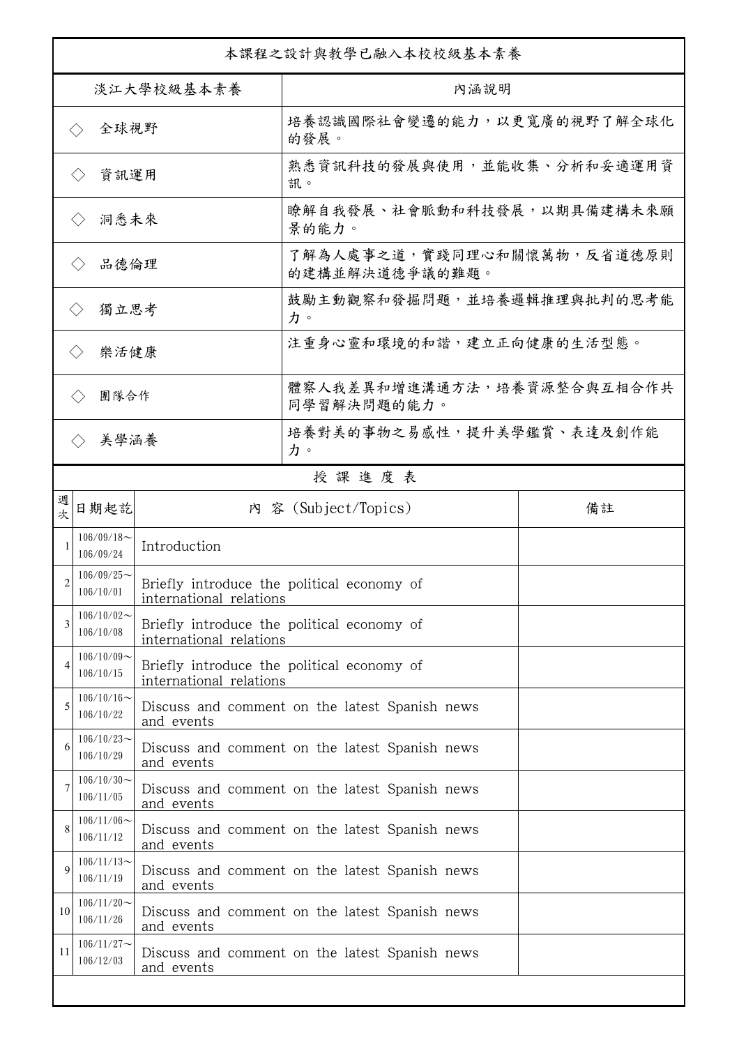| 本課程之設計與教學已融入本校校級基本素養 | |
|---|---|
| 淡江大學校級基本素養 | 內涵說明 |
| ◇ 全球視野 | 培養認識國際社會變遷的能力，以更寬廣的視野了解全球化的發展。 |
| ◇ 資訊運用 | 熟悉資訊科技的發展與使用，並能收集、分析和妥適運用資訊。 |
| ◇ 洞悉未來 | 瞭解自我發展、社會脈動和科技發展，以期具備建構未來願景的能力。 |
| ◇ 品德倫理 | 了解為人處事之道，實踐同理心和關懷萬物，反省道德原則的建構並解決道德爭議的難題。 |
| ◇ 獨立思考 | 鼓勵主動觀察和發掘問題，並培養邏輯推理與批判的思考能力。 |
| ◇ 樂活健康 | 注重身心靈和環境的和諧，建立正向健康的生活型態。 |
| ◇ 團隊合作 | 體察人我差異和增進溝通方法，培養資源整合與互相合作共同學習解決問題的能力。 |
| ◇ 美學涵養 | 培養對美的事物之易感性，提升美學鑑賞、表達及創作能力。 |

授 課 進 度 表

| 週次 | 日期起訖 | 內 容 (Subject/Topics) | 備註 |
|---|---|---|---|
| 1 | 106/09/18～106/09/24 | Introduction | |
| 2 | 106/09/25～106/10/01 | Briefly introduce the political economy of international relations | |
| 3 | 106/10/02～106/10/08 | Briefly introduce the political economy of international relations | |
| 4 | 106/10/09～106/10/15 | Briefly introduce the political economy of international relations | |
| 5 | 106/10/16～106/10/22 | Discuss and comment on the latest Spanish news and events | |
| 6 | 106/10/23～106/10/29 | Discuss and comment on the latest Spanish news and events | |
| 7 | 106/10/30～106/11/05 | Discuss and comment on the latest Spanish news and events | |
| 8 | 106/11/06～106/11/12 | Discuss and comment on the latest Spanish news and events | |
| 9 | 106/11/13～106/11/19 | Discuss and comment on the latest Spanish news and events | |
| 10 | 106/11/20～106/11/26 | Discuss and comment on the latest Spanish news and events | |
| 11 | 106/11/27～106/12/03 | Discuss and comment on the latest Spanish news and events | |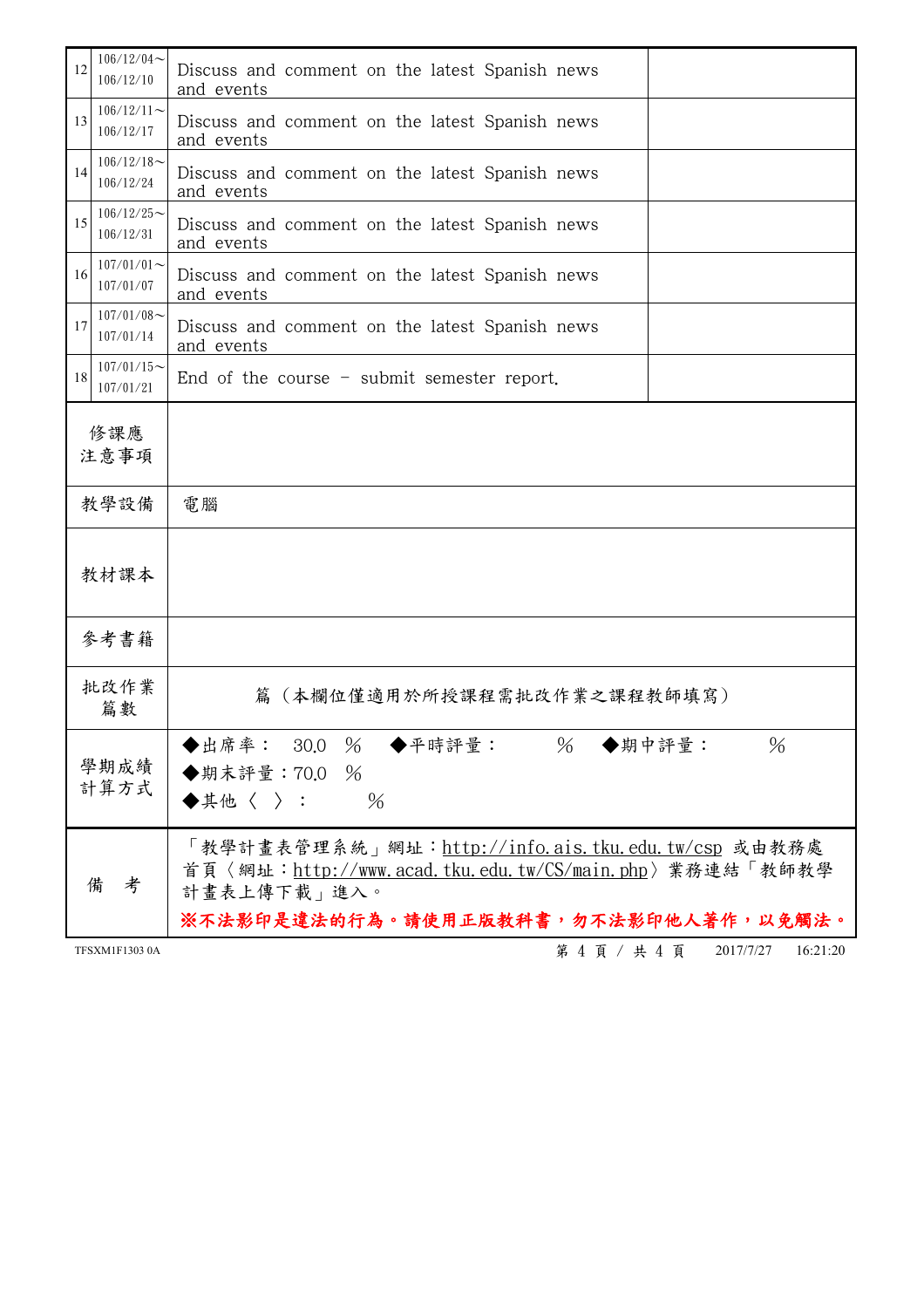| | | | |
|---|---|---|---|
| 12 | 106/12/04～<br>106/12/10 | Discuss and comment on the latest Spanish news and events | |
| 13 | 106/12/11～<br>106/12/17 | Discuss and comment on the latest Spanish news and events | |
| 14 | 106/12/18～<br>106/12/24 | Discuss and comment on the latest Spanish news and events | |
| 15 | 106/12/25～<br>106/12/31 | Discuss and comment on the latest Spanish news and events | |
| 16 | 107/01/01～<br>107/01/07 | Discuss and comment on the latest Spanish news and events | |
| 17 | 107/01/08～<br>107/01/14 | Discuss and comment on the latest Spanish news and events | |
| 18 | 107/01/15～<br>107/01/21 | End of the course - submit semester report. | |

| | |
|---|---|
| 修課應<br>注意事項 | |
| 教學設備 | 電腦 |
| 教材課本 | |
| 參考書籍 | |
| 批改作業<br>篇數 | 篇（本欄位僅適用於所授課程需批改作業之課程教師填寫） |
| 學期成績<br>計算方式 | ◆出席率： 30.0 ％ ◆平時評量： ％ ◆期中評量： ％<br>◆期末評量：70.0 ％<br>◆其他〈 〉： ％ |
| 備　考 | 「教學計畫表管理系統」網址：http://info.ais.tku.edu.tw/csp 或由教務處首頁〈網址：http://www.acad.tku.edu.tw/CS/main.php〉業務連結「教師教學計畫表上傳下載」進入。<br>**※不法影印是違法的行為。請使用正版教科書，勿不法影印他人著作，以免觸法。** |

TFSXM1F1303 0A　　2017/7/27　16:21:20